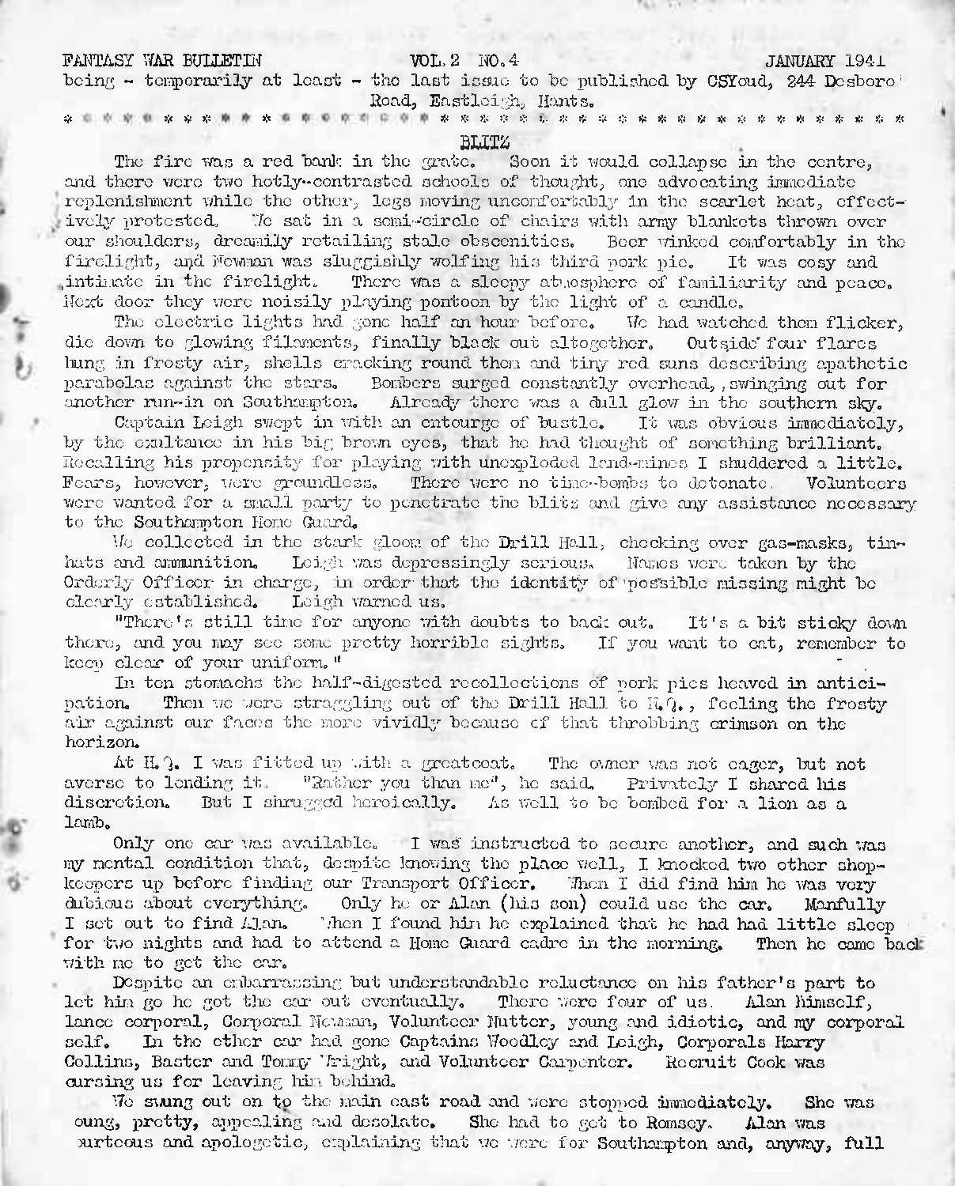FANTASY WAR BULLETIN VOL.2 NO.4 JANUARY 1941

being - temporarily at least - the last issue to be published by CSYoud, 244 Desboro' Road, Eastleigh, Hants.

* * * * * * * * * * * * * * * * * * * * * * * * * * * * * * * * * * * * * * * * * * *

## BLITZ

The fire was a red bank in the grate. Soon it would collapse in the centre, and there were two hotly-contrasted schools of thought, one advocating immediate replenishment while the other, legs moving uncomfortably in the scarlet heat, effectively protested. We sat in a semi-circle of chairs with army blankets thrown over our shoulders, dreamily retailing stale obscenities. Beer winked comfortably in the firelight, and Newman was sluggishly wolfing his third pork pie. It was cosy and intimate in the firelight. There was a sleepy atmosphere of familiarity and peace. Next door they were noisily playing pontoon by the light of a candle.

The electric lights had gone half an hour before. We had watched them flicker, die down to glowing filaments, finally black out altogether. Outside four flares hung in frosty air, shells cracking round them and tiny red suns describing apathetic parabolas against the stars. Bombers surged constantly overhead, swinging out for another run-in on Southampton. Already there was a dull glow in the southern sky.

Captain Leigh swept in with an entourage of bustle. It was obvious immediately, by the exultance in his big brown eyes, that he had thought of something brilliant. Recalling his propensity for playing with unexploded land-mines I shuddered a little. Fears, however, were groundless. There were no time-bombs to detonate. Volunteers were wanted for a small party to penetrate the blitz and give any assistance necessary to the Southampton Home Guard.

We collected in the stark gloom of the Drill Hall, checking over gas-masks, tin-hats and ammunition. Leigh was depressingly serious. Names were taken by the Orderly Officer in charge, in order that the identity of possible missing might be clearly established. Leigh warned us.

"There's still time for anyone with doubts to back out. It's a bit sticky down there, and you may see some pretty horrible sights. If you want to eat, remember to keep clear of your uniform."

In ten stomachs the half-digested recollections of pork pies heaved in anticipation. Then we were straggling out of the Drill Hall to H.Q., feeling the frosty air against our faces the more vividly because of that throbbing crimson on the horizon.

At H.Q. I was fitted up with a greatcoat. The owner was not eager, but not averse to lending it. "Rather you than me", he said. Privately I shared his discretion. But I shrugged heroically. As well to be bombed for a lion as a lamb.

Only one car was available. I was instructed to secure another, and such was my mental condition that, despite knowing the place well, I knocked two other shop-keepers up before finding our Transport Officer. When I did find him he was very dubious about everything. Only he or Alan (his son) could use the car. Manfully I set out to find Alan. When I found him he explained that he had had little sleep for two nights and had to attend a Home Guard cadre in the morning. Then he came back with me to get the car.

Despite an embarrassing but understandable reluctance on his father's part to let him go he got the car out eventually. There were four of us. Alan himself, lance corporal, Corporal Newman, Volunteer Nutter, young and idiotic, and my corporal self. In the other car had gone Captains Woodley and Leigh, Corporals Harry Collins, Baster and Tommy Wright, and Volunteer Carpenter. Recruit Cook was cursing us for leaving him behind.

We swung out on to the main east road and were stopped immediately. She was oung, pretty, appealing and desolate. She had to get to Romsey. Alan was ourteous and apologetic, explaining that we were for Southampton and, anyway, full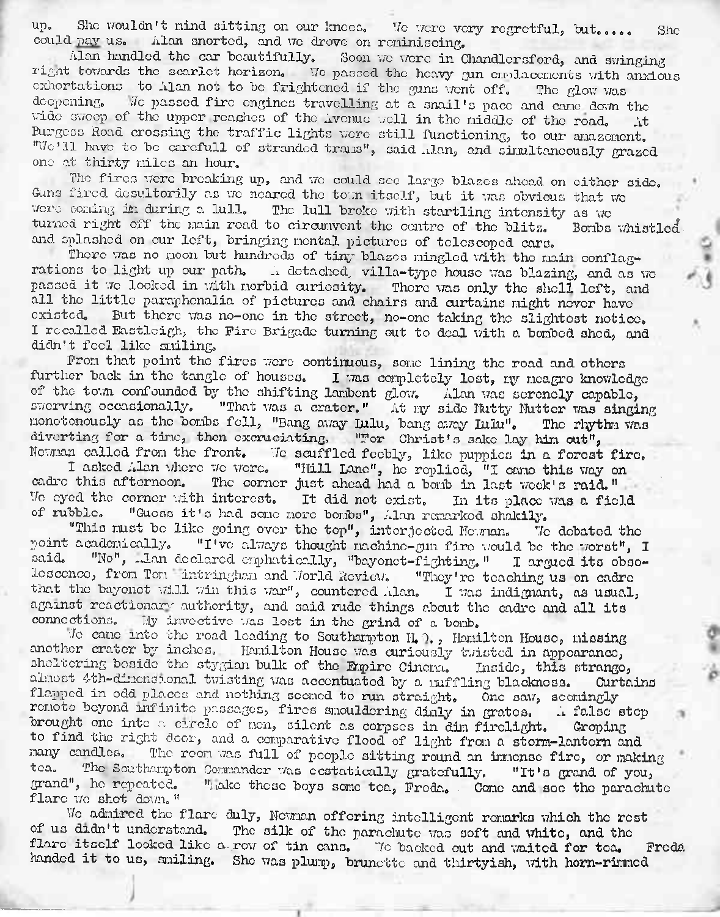up. She wouldn't mind sitting on our knees. We were very regretful, but..... She could pay us. Alan snorted, and we drove on reminiscing.

Alan handled the car beautifully. Soon we were in Chandlersford, and swinging right towards the scarlet horizon. We passed the heavy gun emplacements with anxious exhortations to Alan not to be frightened if the guns went off. The glow was deepening. We passed fire engines travelling at a snail's pace and came down the wide sweep of the upper reaches of the Avenue well in the middle of the road. At Burgess Road crossing the traffic lights were still functioning, to our amazement. "We'll have to be carefull of stranded trams", said Alan, and simultaneously grazed one at thirty miles an hour.

The fires were breaking up, and we could see large blazes ahead on either side. Guns fired desultorily as we neared the town itself, but it was obvious that we were coming in during a lull. The lull broke with startling intensity as we turned right off the main road to circumvent the centre of the blitz. Bombs whistled and splashed on our left, bringing mental pictures of telescoped cars.

There was no moon but hundreds of tiny blazes mingled with the main conflagrations to light up our path. A detached, villa-type house was blazing, and as we passed it we looked in with morbid curiosity. There was only the shell left, and all the little paraphenalia of pictures and chairs and curtains might never have existed. But there was no-one in the street, no-one taking the slightest notice. I recalled Eastleigh, the Fire Brigade turning out to deal with a bombed shed, and didn't feel like smiling.

From that point the fires were continuous, some lining the road and others further back in the tangle of houses. I was completely lost, my meagre knowledge of the town confounded by the shifting lambent glow. Alan was serenely capable, swerving occasionally. "That was a crater." At my side Nutty Nutter was singing monotonously as the bombs fell, "Bang away Lulu, bang away Lulu". The rhythm was diverting for a time, then excruciating. "For Christ's sake lay him out", Newman called from the front. We scuffled feebly, like puppies in a forest fire.

I asked Alan where we were. "Hill Lane", he replied, "I came this way on cadre this afternoon. The corner just ahead had a bomb in last week's raid." We eyed the corner with interest. It did not exist. In its place was a field of rubble. "Guess it's had some more bombs", Alan remarked shakily.

"This must be like going over the top", interjected Newman. We debated the point academically. "I've always thought machine-gun fire would be the worst", I said. "No", Alan declared emphatically, "bayonet-fighting." I argued its obsolescence, from Tom Wintringham and World Review. "They're teaching us on cadre that the bayonet will win this war", countered Alan. I was indignant, as usual, against reactionary authority, and said rude things about the cadre and all its connections. My invective was lost in the grind of a bomb.

We came into the road leading to Southampton H.Q., Hamilton House, missing another crater by inches. Hamilton House was curiously twisted in appearance, sheltering beside the stygian bulk of the Empire Cinema. Inside, this strange, almost 4th-dimensional twisting was accentuated by a muffling blackness. Curtains flapped in odd places and nothing seemed to run straight. One saw, seemingly remote beyond infinite passages, fires smouldering dimly in grates. A false step brought one into a circle of men, silent as corpses in dim firelight. Groping to find the right door, and a comparative flood of light from a storm-lantern and many candles. The room was full of people sitting round an immense fire, or making tea. The Southampton Commander was ecstatically gratefully. "It's grand of you, grand", he repeated. "Make these boys some tea, Freda. Come and see the parachute flare we shot down."

We admired the flare duly, Newman offering intelligent remarks which the rest of us didn't understand. The silk of the parachute was soft and white, and the flare itself looked like a row of tin cans. We backed out and waited for tea. Freda handed it to us, smiling. She was plump, brunette and thirtyish, with horn-rimmed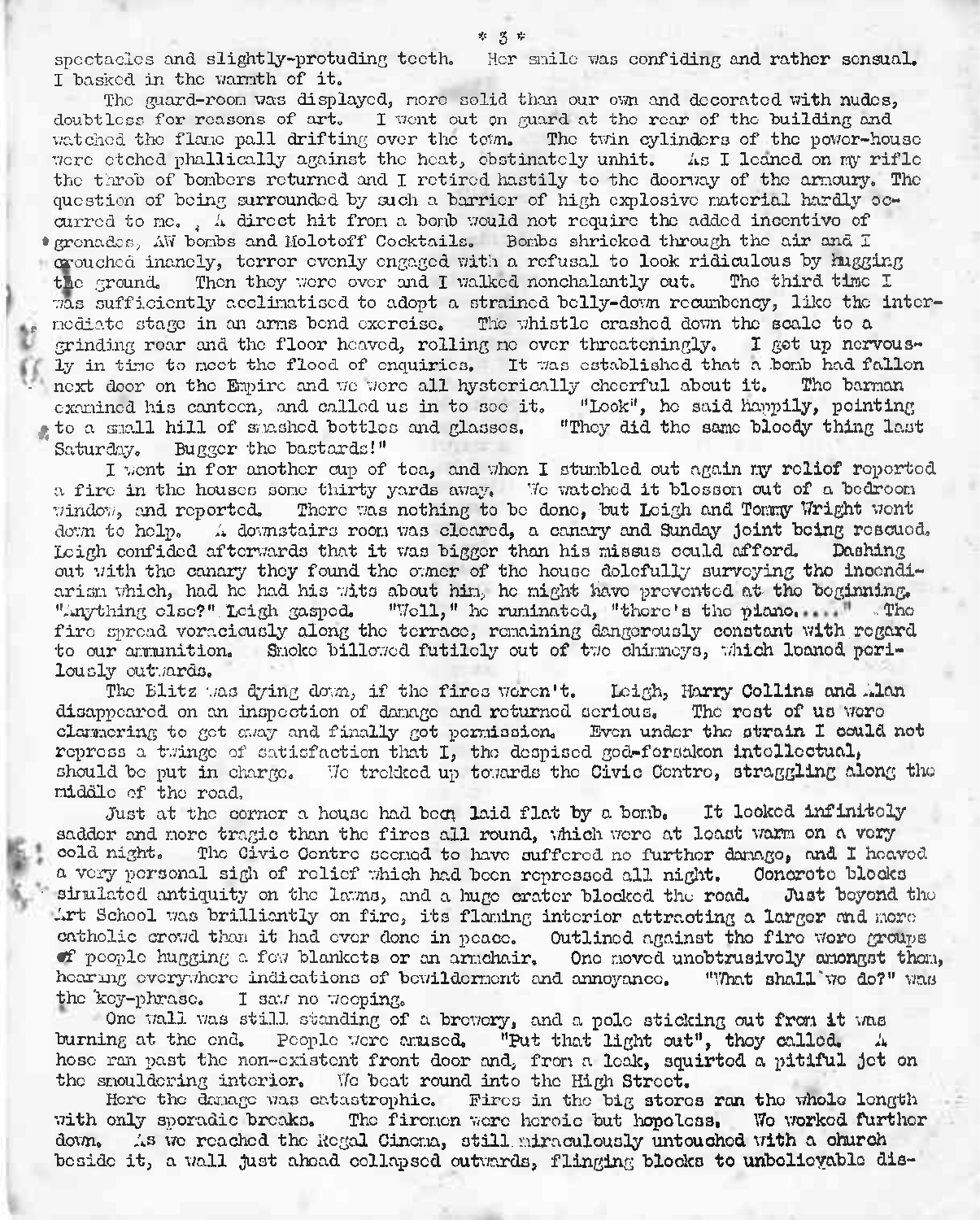spectacles and slightly-protuding teeth. Her smile was confiding and rather sensual. I basked in the warmth of it.

The guard-room was displayed, more solid than our own and decorated with nudes, doubtless for reasons of art. I went out on guard at the rear of the building and watched the flame pall drifting over the town. The twin cylinders of the power-house were etched phallically against the heat, obstinately unhit. As I leaned on my rifle the throb of bombers returned and I retired hastily to the doorway of the armoury. The question of being surrounded by such a barrier of high explosive material hardly occurred to me. A direct hit from a bomb would not require the added incentive of grenades, AW bombs and Molotoff Cocktails. Bombs shrieked through the air and I crouched inanely, terror evenly engaged with a refusal to look ridiculous by hugging the ground. Then they were over and I walked nonchalantly out. The third time I was sufficiently acclimatised to adopt a strained belly-down recumbency, like the intermediate stage in an arms bend exercise. The whistle crashed down the scale to a grinding roar and the floor heaved, rolling me over threateningly. I got up nervously in time to meet the flood of enquiries. It was established that a bomb had fallen next door on the Empire and we were all hysterically cheerful about it. The barman examined his canteen, and called us in to see it. "Look", he said happily, pointing to a small hill of smashed bottles and glasses. "They did the same bloody thing last Saturday. Bugger the bastards!"

I went in for another cup of tea, and when I stumbled out again my relief reported a fire in the houses some thirty yards away. We watched it blossom out of a bedroom window, and reported. There was nothing to be done, but Leigh and Tommy Wright went down to help. A downstairs room was cleared, a canary and Sunday joint being rescued. Leigh confided afterwards that it was bigger than his missus could afford. Dashing out with the canary they found the owner of the house dolefully surveying the incendiarism which, had he had his wits about him, he might have prevented at the beginning. "Anything else?" Leigh gasped. "Well," he ruminated, "there's the piano....." The fire spread voraciously along the terrace, remaining dangerously constant with regard to our ammunition. Smoke billowed futilely out of two chimneys, which leaned perilously outwards.

The Blitz was dying down, if the fires weren't. Leigh, Harry Collins and Alan disappeared on an inspection of damage and returned serious. The rest of us were clamoring to get away and finally got permission. Even under the strain I could not repress a twinge of satisfaction that I, the despised god-forsaken intellectual, should be put in charge. We trekked up towards the Civic Centre, straggling along the middle of the road.

Just at the corner a house had been laid flat by a bomb. It looked infinitely sadder and more tragic than the fires all round, which were at least warm on a very cold night. The Civic Centre seemed to have suffered no further damage, and I heaved a very personal sigh of relief which had been repressed all night. Concrete blocks simulated antiquity on the lawns, and a huge crater blocked the road. Just beyond the Art School was brilliantly on fire, its flaming interior attracting a larger and more catholic crowd than it had ever done in peace. Outlined against the fire were groups of people hugging a few blankets or an armchair. One moved unobtrusively amongst them, hearing everywhere indications of bewilderment and annoyance. "What shall we do?" was the key-phrase. I saw no weeping.

One wall was still standing of a brewery, and a pole sticking out from it was burning at the end. People were amused. "Put that light out", they called. A hose ran past the non-existent front door and, from a leak, squirted a pitiful jet on the smouldering interior. We beat round into the High Street.

Here the damage was catastrophic. Fires in the big stores ran the whole length with only sporadic breaks. The firemen were heroic but hopeless. We worked further down. As we reached the Regal Cinema, still miraculously untouched with a church beside it, a wall just ahead collapsed outwards, flinging blocks to unbelievable dis-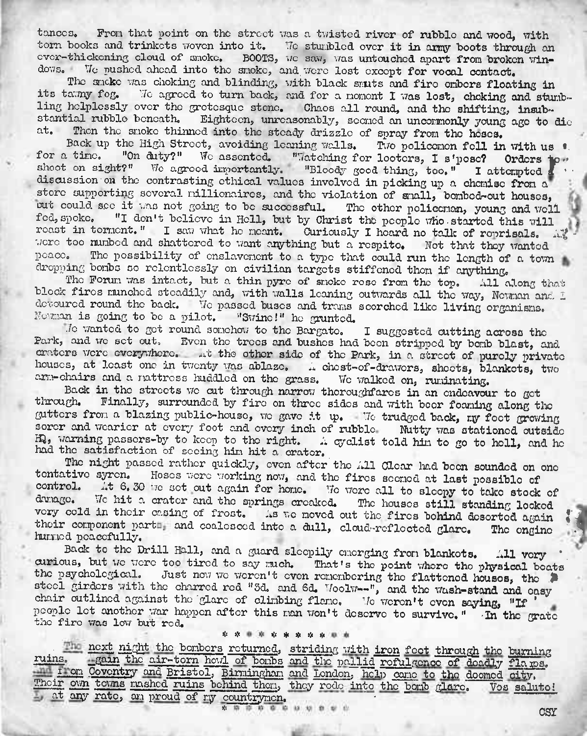tances. From that point on the street was a twisted river of rubble and wood, with torn books and trinkets woven into it. We stumbled over it in army boots through an ever-thickening cloud of smoke. BOOTS, we saw, was untouched apart from broken windows. We pushed ahead into the smoke, and were lost except for vocal contact.

The smoke was choking and blinding, with black smuts and fire embers floating in its tawny fog. We agreed to turn back, and for a moment I was lost, choking and stumbling helplessly over the grotesque stone. Chaos all round, and the shifting, insubstantial rubble beneath. Eighteen, unreasonably, seemed an uncommonly young age to die at. Then the smoke thinned into the steady drizzle of spray from the hoses.

Back up the High Street, avoiding leaning walls. Two policemen fell in with us for a time. "On duty?" We assented. "Watching for looters, I s'pose? Orders to shoot on sight?" We agreed importantly. "Bloody good thing, too." I attempted a discussion on the contrasting ethical values involved in picking up a chemise from a store supporting several millionaires, and the violation of small, bombed-out houses, but could see it was not going to be successful. The other policeman, young and well fed, spoke. "I don't believe in Hell, but by Christ the people who started this will roast in torment." I saw what he meant. Curiously I heard no talk of reprisals. All were too numbed and shattered to want anything but a respite. Not that they wanted peace. The possibility of enslavement to a type that could run the length of a town dropping bombs so relentlessly on civilian targets stiffened them if anything.

The Forum was intact, but a thin pyre of smoke rose from the top. All along that block fires munched steadily and, with walls leaning outwards all the way, Newman and I detoured round the back. We passed buses and trams scorched like living organisms. Newman is going to be a pilot. "Swine!" he grunted.

We wanted to get round somehow to the Bargate. I suggested cutting across the Park, and we set out. Even the trees and bushes had been stripped by bomb blast, and craters were everywhere. At the other side of the Park, in a street of purely private houses, at least one in twenty was ablaze. A chest-of-drawers, sheets, blankets, two arm-chairs and a mattress huddled on the grass. We walked on, ruminating.

Back in the streets we cut through narrow thoroughfares in an endeavour to get through. Finally, surrounded by fire on three sides and with beer foaming along the gutters from a blazing public-house, we gave it up. We trudged back, my feet growing sorer and wearier at every foot and every inch of rubble. Nutty was stationed outside HQ, warning passers-by to keep to the right. A cyclist told him to go to hell, and he had the satisfaction of seeing him hit a crater.

The night passed rather quickly, even after the All Clear had been sounded on one tentative syren. Hoses were working now, and the fires seemed at last possible of control. At 6.30 we set out again for home. We were all to sleepy to take stock of damage. We hit a crater and the springs creaked. The houses still standing looked very cold in their casing of frost. As we moved out the fires behind desorted again their component parts, and coalesced into a dull, cloud-reflected glare. The engine hummed peacefully.

Back to the Drill Hall, and a guard sleepily emerging from blankets. All very curious, but we were too tired to say much. That's the point where the physical beats the psychological. Just now we weren't even remembering the flattened houses, the steel girders with the charred red "3d. and 6d. Woolw--", and the wash-stand and easy chair outlined against the glare of climbing flame. We weren't even saying, "If people let another war happen after this man won't deserve to survive." In the grate the fire was low but red.

\* \* \* \* \* \* \* \* \* \* \*

<u>The next night the bombers returned, striding with iron feet through the burning ruins. Again the air-torn howl of bombs and the pallid refulgence of deadly flames. And from Coventry and Bristol, Birmingham and London, help came to the doomed city. Their own towns mashed ruins behind them, they rode into the bomb glare. Vos saluto! I, at any rate, am proud of my countrymen.</u>

\* \* \* \* \* \* \* \* \* \* \* \*

CSY